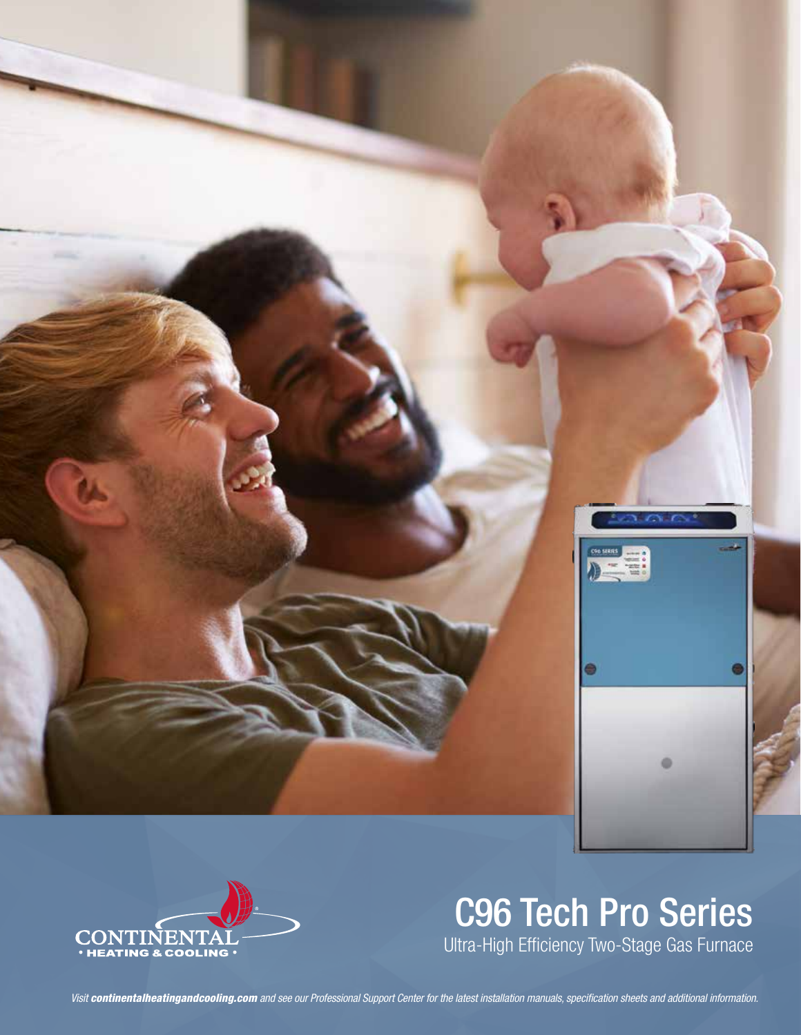CONTINENTAL
• HEATING & COOLING •

# C96 Tech Pro Series

Ultra-High Efficiency Two-Stage Gas Furnace

*Visit **continentalheatingandcooling.com** and see our Professional Support Center for the latest installation manuals, specification sheets and additional information.*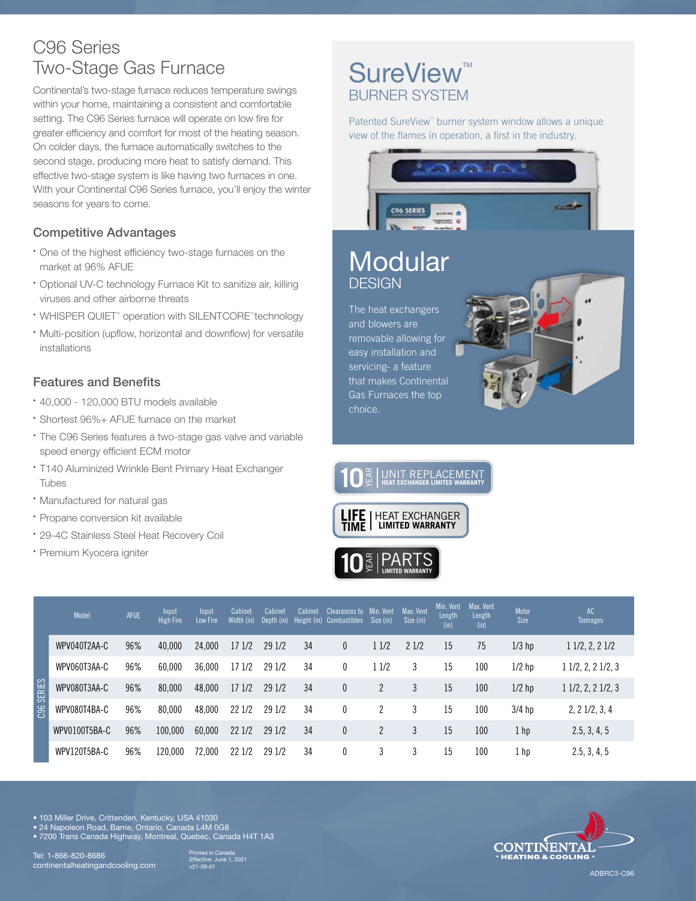# C96 Series
Two-Stage Gas Furnace

Continental's two-stage furnace reduces temperature swings within your home, maintaining a consistent and comfortable setting. The C96 Series furnace will operate on low fire for greater efficiency and comfort for most of the heating season. On colder days, the furnace automatically switches to the second stage, producing more heat to satisfy demand. This effective two-stage system is like having two furnaces in one. With your Continental C96 Series furnace, you'll enjoy the winter seasons for years to come.

## Competitive Advantages

- One of the highest efficiency two-stage furnaces on the market at 96% AFUE
- Optional UV-C technology Furnace Kit to sanitize air, killing viruses and other airborne threats
- WHISPER QUIET™ operation with SILENTCORE™ technology
- Multi-position (upflow, horizontal and downflow) for versatile installations

## Features and Benefits

- 40,000 - 120,000 BTU models available
- Shortest 96%+ AFUE furnace on the market
- The C96 Series features a two-stage gas valve and variable speed energy efficient ECM motor
- T140 Aluminized Wrinkle Bent Primary Heat Exchanger Tubes
- Manufactured for natural gas
- Propane conversion kit available
- 29-4C Stainless Steel Heat Recovery Coil
- Premium Kyocera igniter

## SureView™ BURNER SYSTEM

Patented SureView™ burner system window allows a unique view of the flames in operation, a first in the industry.

## Modular DESIGN

The heat exchangers and blowers are removable allowing for easy installation and servicing- a feature that makes Continental Gas Furnaces the top choice.

10 YEAR UNIT REPLACEMENT HEAT EXCHANGER LIMITED WARRANTY

LIFE TIME HEAT EXCHANGER LIMITED WARRANTY

10 YEAR PARTS LIMITED WARRANTY

| | Model | AFUE | Input High Fire | Input Low Fire | Cabinet Width (in) | Cabinet Depth (in) | Cabinet Height (in) | Clearances to Combustibles | Min. Vent Size (in) | Max. Vent Size (in) | Min. Vent Length (in) | Max. Vent Length (in) | Motor Size | AC Tonnages |
|---|---|---|---|---|---|---|---|---|---|---|---|---|---|---|
| C96 SERIES | WPV040T2AA-C | 96% | 40,000 | 24,000 | 17 1/2 | 29 1/2 | 34 | 0 | 1 1/2 | 2 1/2 | 15 | 75 | 1/3 hp | 1 1/2, 2, 2 1/2 |
| | WPV060T3AA-C | 96% | 60,000 | 36,000 | 17 1/2 | 29 1/2 | 34 | 0 | 1 1/2 | 3 | 15 | 100 | 1/2 hp | 1 1/2, 2, 2 1/2, 3 |
| | WPV080T3AA-C | 96% | 80,000 | 48,000 | 17 1/2 | 29 1/2 | 34 | 0 | 2 | 3 | 15 | 100 | 1/2 hp | 1 1/2, 2, 2 1/2, 3 |
| | WPV080T4BA-C | 96% | 80,000 | 48,000 | 22 1/2 | 29 1/2 | 34 | 0 | 2 | 3 | 15 | 100 | 3/4 hp | 2, 2 1/2, 3, 4 |
| | WPV0100T5BA-C | 96% | 100,000 | 60,000 | 22 1/2 | 29 1/2 | 34 | 0 | 2 | 3 | 15 | 100 | 1 hp | 2.5, 3, 4, 5 |
| | WPV120T5BA-C | 96% | 120,000 | 72,000 | 22 1/2 | 29 1/2 | 34 | 0 | 3 | 3 | 15 | 100 | 1 hp | 2.5, 3, 4, 5 |

- 103 Miller Drive, Crittenden, Kentucky, USA 41030
- 24 Napoleon Road, Barrie, Ontario, Canada L4M 0G8
- 7200 Trans Canada Highway, Montreal, Quebec, Canada H4T 1A3

Tel: 1-866-820-8686
continentalheatingandcooling.com

Printed in Canada
Effective: June 1, 2021
v21-09-01

CONTINENTAL
• HEATING & COOLING •

ADBRC3-C96